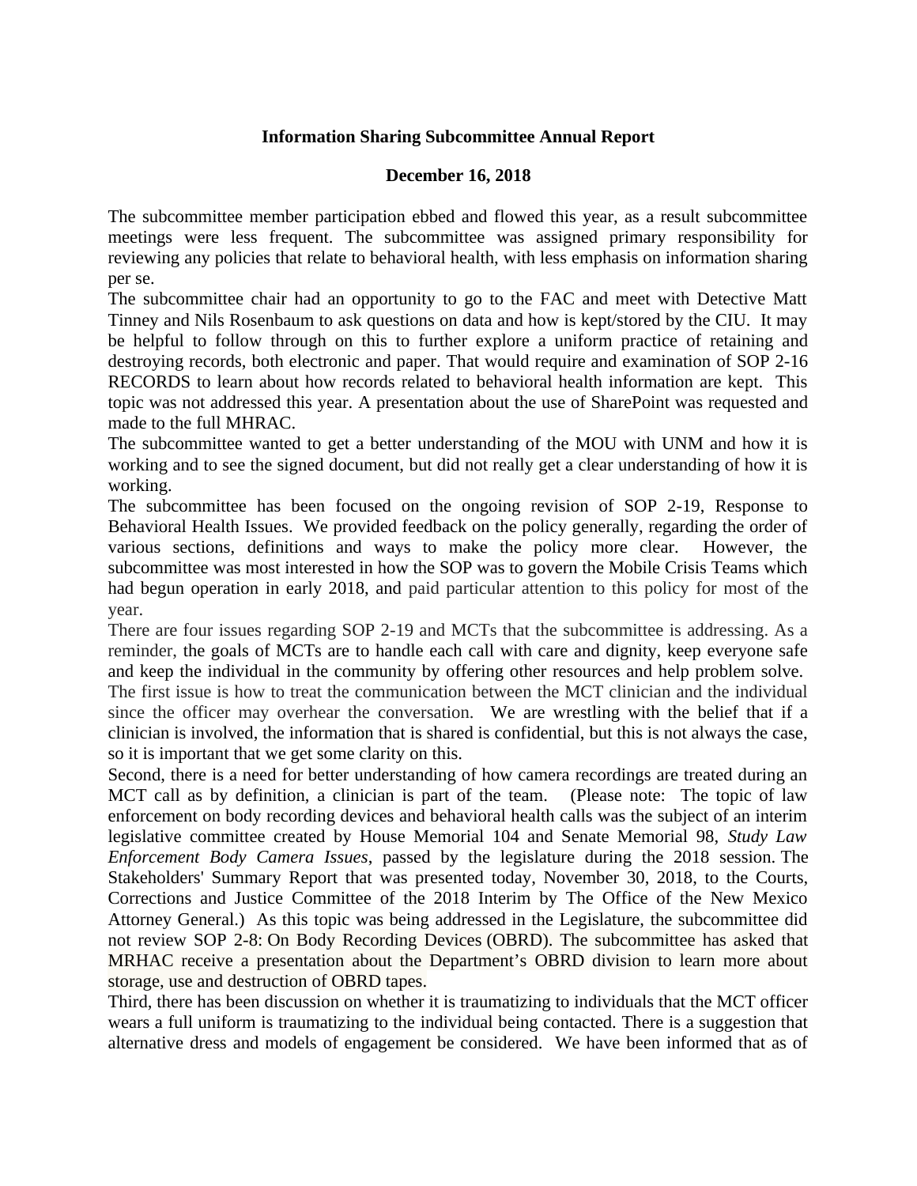**Information Sharing Subcommittee Annual Report**

**December 16, 2018**

The subcommittee member participation ebbed and flowed this year, as a result subcommittee meetings were less frequent. The subcommittee was assigned primary responsibility for reviewing any policies that relate to behavioral health, with less emphasis on information sharing per se.

The subcommittee chair had an opportunity to go to the FAC and meet with Detective Matt Tinney and Nils Rosenbaum to ask questions on data and how is kept/stored by the CIU. It may be helpful to follow through on this to further explore a uniform practice of retaining and destroying records, both electronic and paper. That would require and examination of SOP 2-16 RECORDS to learn about how records related to behavioral health information are kept. This topic was not addressed this year. A presentation about the use of SharePoint was requested and made to the full MHRAC.

The subcommittee wanted to get a better understanding of the MOU with UNM and how it is working and to see the signed document, but did not really get a clear understanding of how it is working.

The subcommittee has been focused on the ongoing revision of SOP 2-19, Response to Behavioral Health Issues. We provided feedback on the policy generally, regarding the order of various sections, definitions and ways to make the policy more clear. However, the subcommittee was most interested in how the SOP was to govern the Mobile Crisis Teams which had begun operation in early 2018, and paid particular attention to this policy for most of the year.

There are four issues regarding SOP 2-19 and MCTs that the subcommittee is addressing. As a reminder, the goals of MCTs are to handle each call with care and dignity, keep everyone safe and keep the individual in the community by offering other resources and help problem solve.

The first issue is how to treat the communication between the MCT clinician and the individual since the officer may overhear the conversation. We are wrestling with the belief that if a clinician is involved, the information that is shared is confidential, but this is not always the case, so it is important that we get some clarity on this.

Second, there is a need for better understanding of how camera recordings are treated during an MCT call as by definition, a clinician is part of the team. (Please note: The topic of law enforcement on body recording devices and behavioral health calls was the subject of an interim legislative committee created by House Memorial 104 and Senate Memorial 98, *Study Law Enforcement Body Camera Issues*, passed by the legislature during the 2018 session. The Stakeholders' Summary Report that was presented today, November 30, 2018, to the Courts, Corrections and Justice Committee of the 2018 Interim by The Office of the New Mexico Attorney General.) As this topic was being addressed in the Legislature, the subcommittee did not review SOP 2-8: On Body Recording Devices (OBRD). The subcommittee has asked that MRHAC receive a presentation about the Department's OBRD division to learn more about storage, use and destruction of OBRD tapes.

Third, there has been discussion on whether it is traumatizing to individuals that the MCT officer wears a full uniform is traumatizing to the individual being contacted. There is a suggestion that alternative dress and models of engagement be considered. We have been informed that as of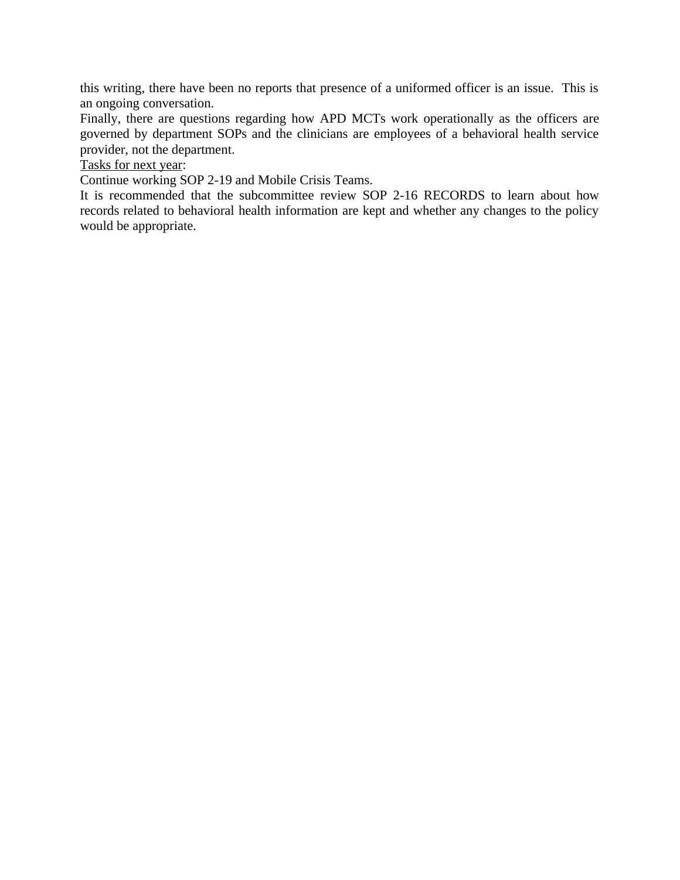this writing, there have been no reports that presence of a uniformed officer is an issue. This is an ongoing conversation.

Finally, there are questions regarding how APD MCTs work operationally as the officers are governed by department SOPs and the clinicians are employees of a behavioral health service provider, not the department.

<u>Tasks for next year</u>:

Continue working SOP 2-19 and Mobile Crisis Teams.

It is recommended that the subcommittee review SOP 2-16 RECORDS to learn about how records related to behavioral health information are kept and whether any changes to the policy would be appropriate.